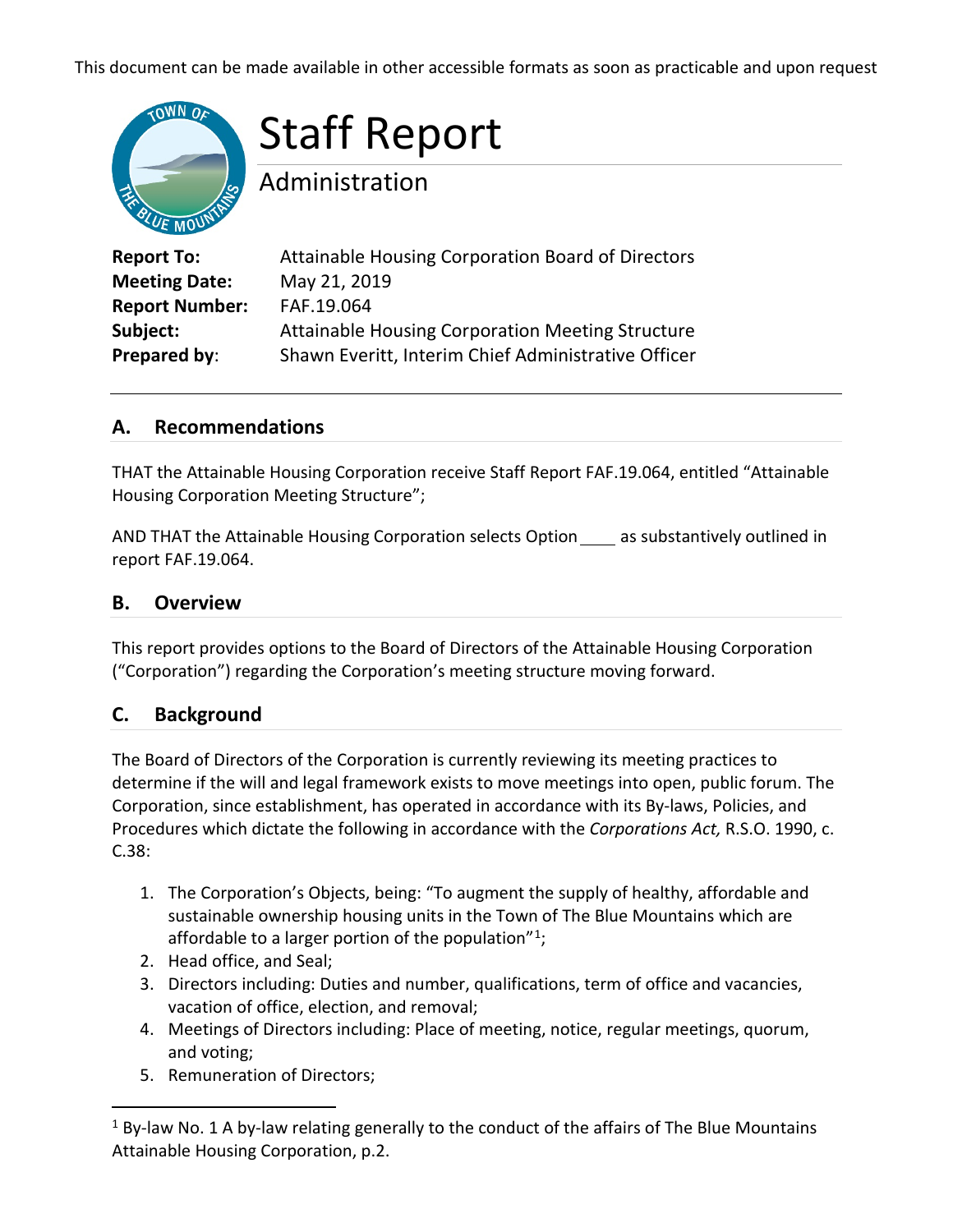This document can be made available in other accessible formats as soon as practicable and upon request

# Staff Report

## Administration

**Report To:** Attainable Housing Corporation Board of Directors
**Meeting Date:** May 21, 2019
**Report Number:** FAF.19.064
**Subject:** Attainable Housing Corporation Meeting Structure
**Prepared by**: Shawn Everitt, Interim Chief Administrative Officer

## A. Recommendations

THAT the Attainable Housing Corporation receive Staff Report FAF.19.064, entitled "Attainable Housing Corporation Meeting Structure";

AND THAT the Attainable Housing Corporation selects Option ____ as substantively outlined in report FAF.19.064.

## B. Overview

This report provides options to the Board of Directors of the Attainable Housing Corporation ("Corporation") regarding the Corporation's meeting structure moving forward.

## C. Background

The Board of Directors of the Corporation is currently reviewing its meeting practices to determine if the will and legal framework exists to move meetings into open, public forum. The Corporation, since establishment, has operated in accordance with its By-laws, Policies, and Procedures which dictate the following in accordance with the *Corporations Act,* R.S.O. 1990, c. C.38:

1. The Corporation's Objects, being: "To augment the supply of healthy, affordable and sustainable ownership housing units in the Town of The Blue Mountains which are affordable to a larger portion of the population"[1];
2. Head office, and Seal;
3. Directors including: Duties and number, qualifications, term of office and vacancies, vacation of office, election, and removal;
4. Meetings of Directors including: Place of meeting, notice, regular meetings, quorum, and voting;
5. Remuneration of Directors;

[1] By-law No. 1 A by-law relating generally to the conduct of the affairs of The Blue Mountains Attainable Housing Corporation, p.2.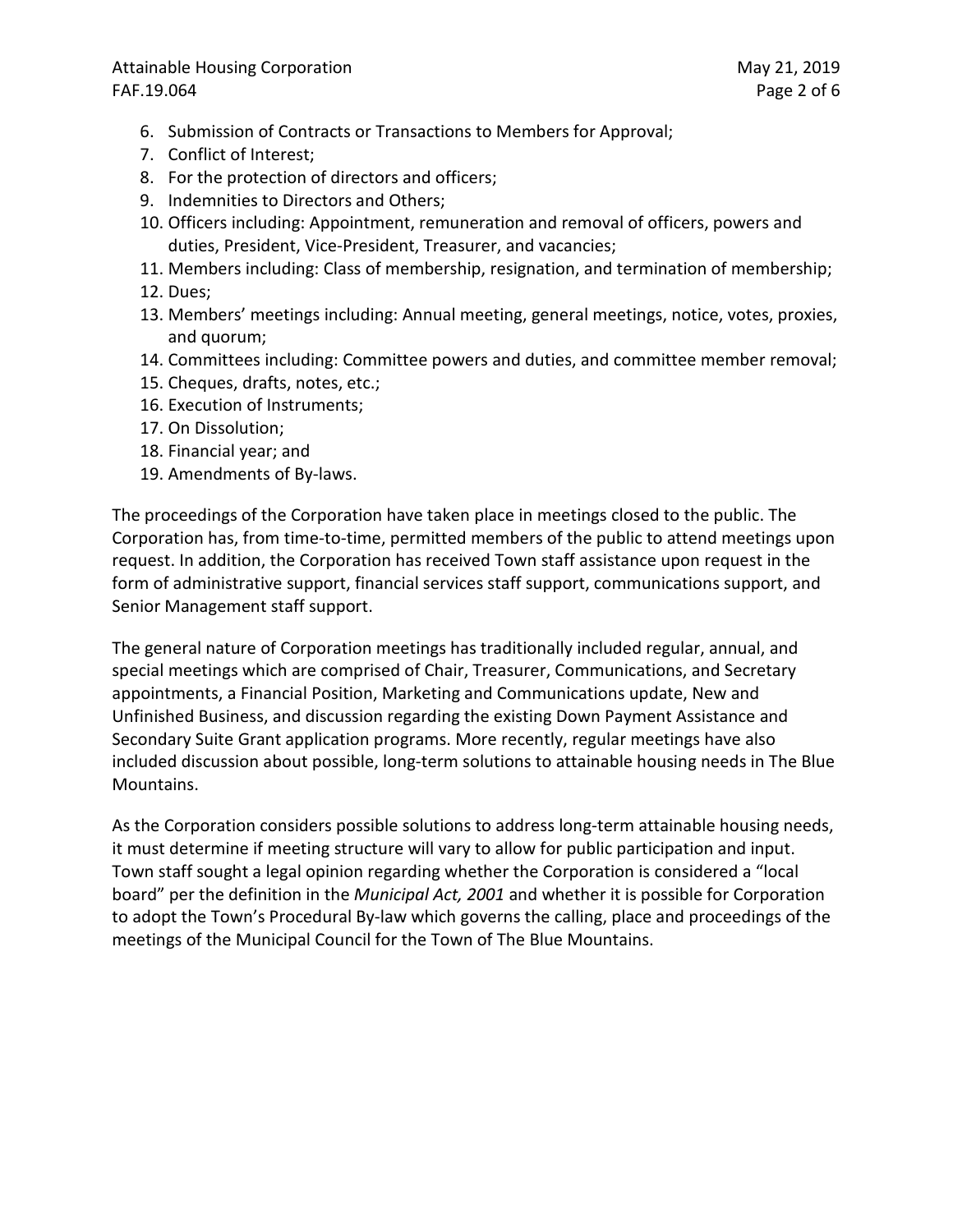6. Submission of Contracts or Transactions to Members for Approval;
7. Conflict of Interest;
8. For the protection of directors and officers;
9. Indemnities to Directors and Others;
10. Officers including: Appointment, remuneration and removal of officers, powers and duties, President, Vice-President, Treasurer, and vacancies;
11. Members including: Class of membership, resignation, and termination of membership;
12. Dues;
13. Members' meetings including: Annual meeting, general meetings, notice, votes, proxies, and quorum;
14. Committees including: Committee powers and duties, and committee member removal;
15. Cheques, drafts, notes, etc.;
16. Execution of Instruments;
17. On Dissolution;
18. Financial year; and
19. Amendments of By-laws.

The proceedings of the Corporation have taken place in meetings closed to the public. The Corporation has, from time-to-time, permitted members of the public to attend meetings upon request. In addition, the Corporation has received Town staff assistance upon request in the form of administrative support, financial services staff support, communications support, and Senior Management staff support.

The general nature of Corporation meetings has traditionally included regular, annual, and special meetings which are comprised of Chair, Treasurer, Communications, and Secretary appointments, a Financial Position, Marketing and Communications update, New and Unfinished Business, and discussion regarding the existing Down Payment Assistance and Secondary Suite Grant application programs. More recently, regular meetings have also included discussion about possible, long-term solutions to attainable housing needs in The Blue Mountains.

As the Corporation considers possible solutions to address long-term attainable housing needs, it must determine if meeting structure will vary to allow for public participation and input. Town staff sought a legal opinion regarding whether the Corporation is considered a "local board" per the definition in the *Municipal Act, 2001* and whether it is possible for Corporation to adopt the Town's Procedural By-law which governs the calling, place and proceedings of the meetings of the Municipal Council for the Town of The Blue Mountains.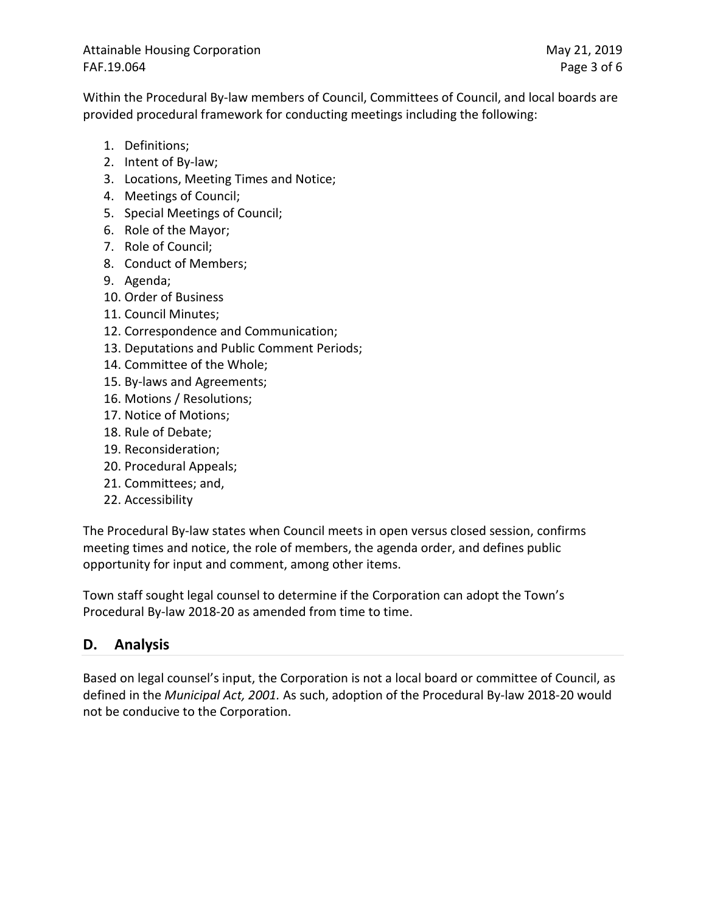Within the Procedural By-law members of Council, Committees of Council, and local boards are provided procedural framework for conducting meetings including the following:

1. Definitions;
2. Intent of By-law;
3. Locations, Meeting Times and Notice;
4. Meetings of Council;
5. Special Meetings of Council;
6. Role of the Mayor;
7. Role of Council;
8. Conduct of Members;
9. Agenda;
10. Order of Business
11. Council Minutes;
12. Correspondence and Communication;
13. Deputations and Public Comment Periods;
14. Committee of the Whole;
15. By-laws and Agreements;
16. Motions / Resolutions;
17. Notice of Motions;
18. Rule of Debate;
19. Reconsideration;
20. Procedural Appeals;
21. Committees; and,
22. Accessibility

The Procedural By-law states when Council meets in open versus closed session, confirms meeting times and notice, the role of members, the agenda order, and defines public opportunity for input and comment, among other items.

Town staff sought legal counsel to determine if the Corporation can adopt the Town's Procedural By-law 2018-20 as amended from time to time.

## D. Analysis

Based on legal counsel's input, the Corporation is not a local board or committee of Council, as defined in the *Municipal Act, 2001.* As such, adoption of the Procedural By-law 2018-20 would not be conducive to the Corporation.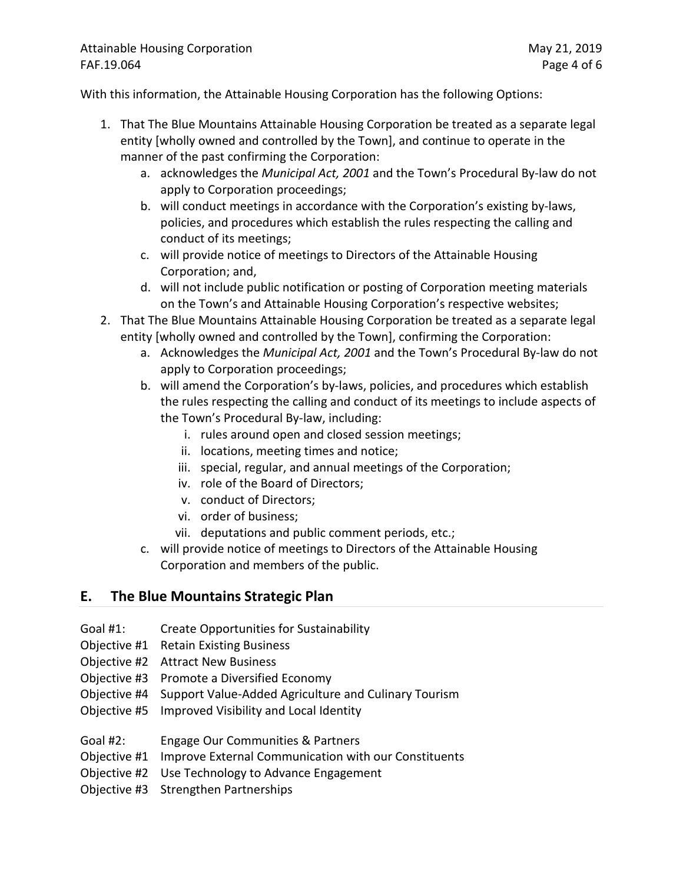With this information, the Attainable Housing Corporation has the following Options:

1. That The Blue Mountains Attainable Housing Corporation be treated as a separate legal entity [wholly owned and controlled by the Town], and continue to operate in the manner of the past confirming the Corporation:
    a. acknowledges the *Municipal Act, 2001* and the Town's Procedural By-law do not apply to Corporation proceedings;
    b. will conduct meetings in accordance with the Corporation's existing by-laws, policies, and procedures which establish the rules respecting the calling and conduct of its meetings;
    c. will provide notice of meetings to Directors of the Attainable Housing Corporation; and,
    d. will not include public notification or posting of Corporation meeting materials on the Town's and Attainable Housing Corporation's respective websites;
2. That The Blue Mountains Attainable Housing Corporation be treated as a separate legal entity [wholly owned and controlled by the Town], confirming the Corporation:
    a. Acknowledges the *Municipal Act, 2001* and the Town's Procedural By-law do not apply to Corporation proceedings;
    b. will amend the Corporation's by-laws, policies, and procedures which establish the rules respecting the calling and conduct of its meetings to include aspects of the Town's Procedural By-law, including:
        i. rules around open and closed session meetings;
        ii. locations, meeting times and notice;
        iii. special, regular, and annual meetings of the Corporation;
        iv. role of the Board of Directors;
        v. conduct of Directors;
        vi. order of business;
        vii. deputations and public comment periods, etc.;
    c. will provide notice of meetings to Directors of the Attainable Housing Corporation and members of the public.

## E. The Blue Mountains Strategic Plan

Goal #1: Create Opportunities for Sustainability
Objective #1 Retain Existing Business
Objective #2 Attract New Business
Objective #3 Promote a Diversified Economy
Objective #4 Support Value-Added Agriculture and Culinary Tourism
Objective #5 Improved Visibility and Local Identity

Goal #2: Engage Our Communities & Partners
Objective #1 Improve External Communication with our Constituents
Objective #2 Use Technology to Advance Engagement
Objective #3 Strengthen Partnerships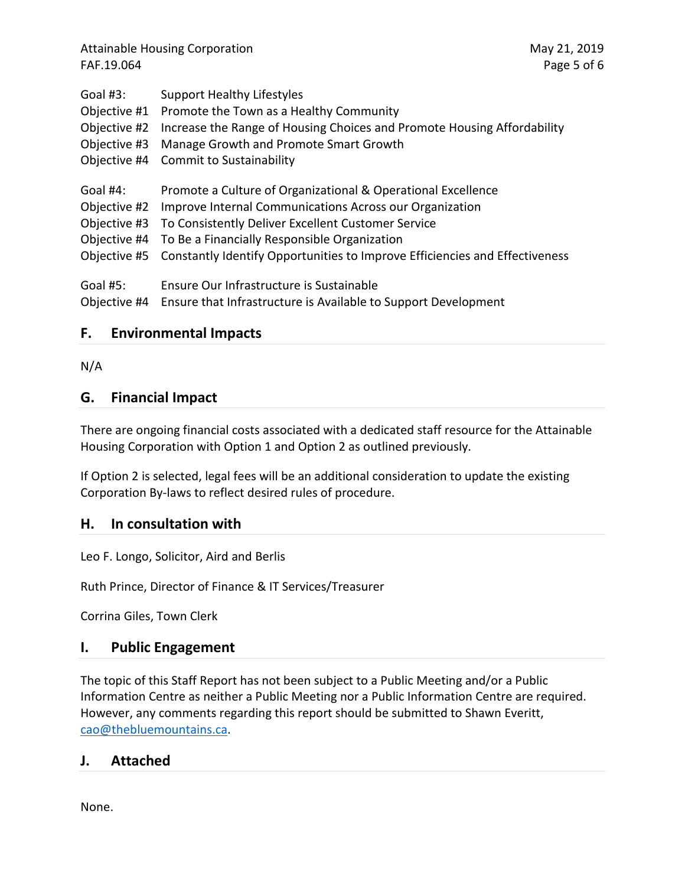Goal #3: Support Healthy Lifestyles
Objective #1 Promote the Town as a Healthy Community
Objective #2 Increase the Range of Housing Choices and Promote Housing Affordability
Objective #3 Manage Growth and Promote Smart Growth
Objective #4 Commit to Sustainability

Goal #4: Promote a Culture of Organizational & Operational Excellence
Objective #2 Improve Internal Communications Across our Organization
Objective #3 To Consistently Deliver Excellent Customer Service
Objective #4 To Be a Financially Responsible Organization
Objective #5 Constantly Identify Opportunities to Improve Efficiencies and Effectiveness

Goal #5: Ensure Our Infrastructure is Sustainable
Objective #4 Ensure that Infrastructure is Available to Support Development

## F. Environmental Impacts

N/A

## G. Financial Impact

There are ongoing financial costs associated with a dedicated staff resource for the Attainable Housing Corporation with Option 1 and Option 2 as outlined previously.

If Option 2 is selected, legal fees will be an additional consideration to update the existing Corporation By-laws to reflect desired rules of procedure.

## H. In consultation with

Leo F. Longo, Solicitor, Aird and Berlis

Ruth Prince, Director of Finance & IT Services/Treasurer

Corrina Giles, Town Clerk

## I. Public Engagement

The topic of this Staff Report has not been subject to a Public Meeting and/or a Public Information Centre as neither a Public Meeting nor a Public Information Centre are required. However, any comments regarding this report should be submitted to Shawn Everitt, cao@thebluemountains.ca.

## J. Attached

None.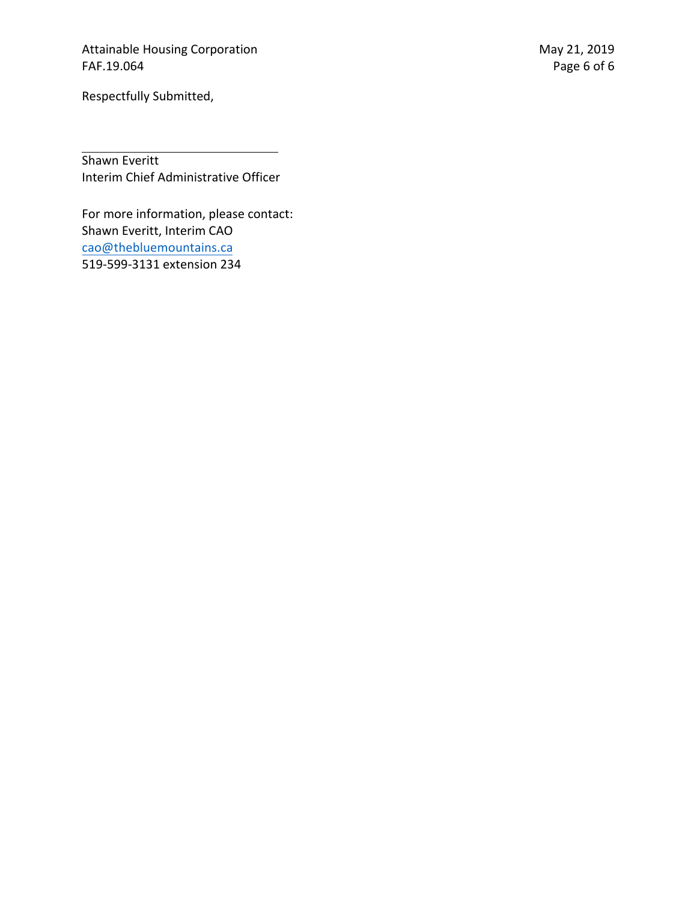Respectfully Submitted,

\_\_\_\_\_\_\_\_\_\_\_\_\_\_\_\_\_\_\_\_\_\_\_\_\_\_\_\_\_\_

Shawn Everitt
Interim Chief Administrative Officer

For more information, please contact:
Shawn Everitt, Interim CAO
cao@thebluemountains.ca
519-599-3131 extension 234